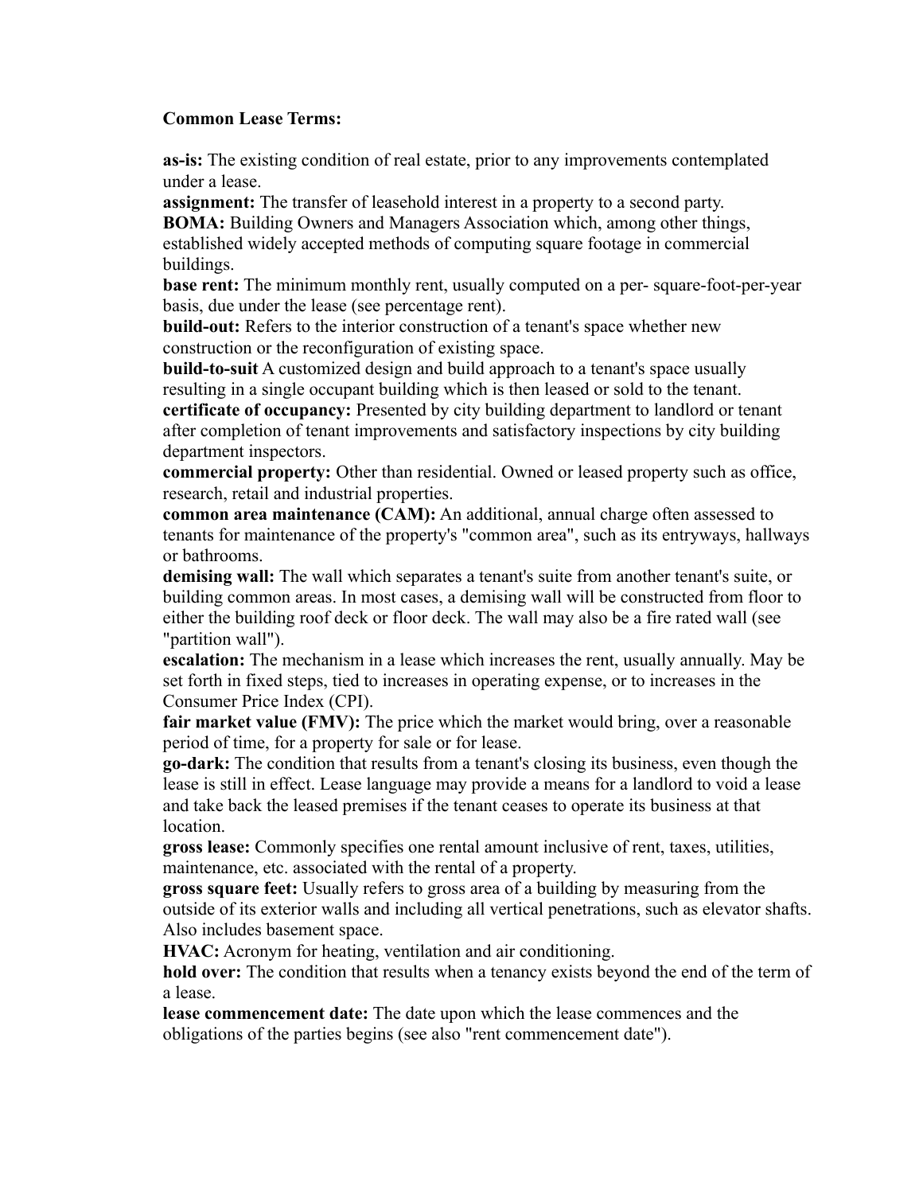**Common Lease Terms:**

**as-is:** The existing condition of real estate, prior to any improvements contemplated under a lease.
**assignment:** The transfer of leasehold interest in a property to a second party.
**BOMA:** Building Owners and Managers Association which, among other things, established widely accepted methods of computing square footage in commercial buildings.
**base rent:** The minimum monthly rent, usually computed on a per- square-foot-per-year basis, due under the lease (see percentage rent).
**build-out:** Refers to the interior construction of a tenant's space whether new construction or the reconfiguration of existing space.
**build-to-suit** A customized design and build approach to a tenant's space usually resulting in a single occupant building which is then leased or sold to the tenant.
**certificate of occupancy:** Presented by city building department to landlord or tenant after completion of tenant improvements and satisfactory inspections by city building department inspectors.
**commercial property:** Other than residential. Owned or leased property such as office, research, retail and industrial properties.
**common area maintenance (CAM):** An additional, annual charge often assessed to tenants for maintenance of the property's "common area", such as its entryways, hallways or bathrooms.
**demising wall:** The wall which separates a tenant's suite from another tenant's suite, or building common areas. In most cases, a demising wall will be constructed from floor to either the building roof deck or floor deck. The wall may also be a fire rated wall (see "partition wall").
**escalation:** The mechanism in a lease which increases the rent, usually annually. May be set forth in fixed steps, tied to increases in operating expense, or to increases in the Consumer Price Index (CPI).
**fair market value (FMV):** The price which the market would bring, over a reasonable period of time, for a property for sale or for lease.
**go-dark:** The condition that results from a tenant's closing its business, even though the lease is still in effect. Lease language may provide a means for a landlord to void a lease and take back the leased premises if the tenant ceases to operate its business at that location.
**gross lease:** Commonly specifies one rental amount inclusive of rent, taxes, utilities, maintenance, etc. associated with the rental of a property.
**gross square feet:** Usually refers to gross area of a building by measuring from the outside of its exterior walls and including all vertical penetrations, such as elevator shafts. Also includes basement space.
**HVAC:** Acronym for heating, ventilation and air conditioning.
**hold over:** The condition that results when a tenancy exists beyond the end of the term of a lease.
**lease commencement date:** The date upon which the lease commences and the obligations of the parties begins (see also "rent commencement date").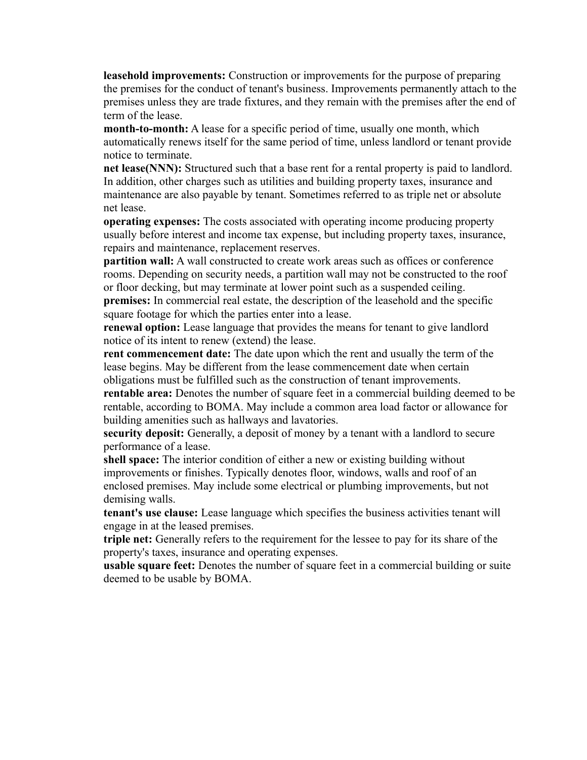**leasehold improvements:** Construction or improvements for the purpose of preparing the premises for the conduct of tenant's business. Improvements permanently attach to the premises unless they are trade fixtures, and they remain with the premises after the end of term of the lease.

**month-to-month:** A lease for a specific period of time, usually one month, which automatically renews itself for the same period of time, unless landlord or tenant provide notice to terminate.

**net lease(NNN):** Structured such that a base rent for a rental property is paid to landlord. In addition, other charges such as utilities and building property taxes, insurance and maintenance are also payable by tenant. Sometimes referred to as triple net or absolute net lease.

**operating expenses:** The costs associated with operating income producing property usually before interest and income tax expense, but including property taxes, insurance, repairs and maintenance, replacement reserves.

**partition wall:** A wall constructed to create work areas such as offices or conference rooms. Depending on security needs, a partition wall may not be constructed to the roof or floor decking, but may terminate at lower point such as a suspended ceiling.

**premises:** In commercial real estate, the description of the leasehold and the specific square footage for which the parties enter into a lease.

**renewal option:** Lease language that provides the means for tenant to give landlord notice of its intent to renew (extend) the lease.

**rent commencement date:** The date upon which the rent and usually the term of the lease begins. May be different from the lease commencement date when certain obligations must be fulfilled such as the construction of tenant improvements.

**rentable area:** Denotes the number of square feet in a commercial building deemed to be rentable, according to BOMA. May include a common area load factor or allowance for building amenities such as hallways and lavatories.

**security deposit:** Generally, a deposit of money by a tenant with a landlord to secure performance of a lease.

**shell space:** The interior condition of either a new or existing building without improvements or finishes. Typically denotes floor, windows, walls and roof of an enclosed premises. May include some electrical or plumbing improvements, but not demising walls.

**tenant's use clause:** Lease language which specifies the business activities tenant will engage in at the leased premises.

**triple net:** Generally refers to the requirement for the lessee to pay for its share of the property's taxes, insurance and operating expenses.

**usable square feet:** Denotes the number of square feet in a commercial building or suite deemed to be usable by BOMA.